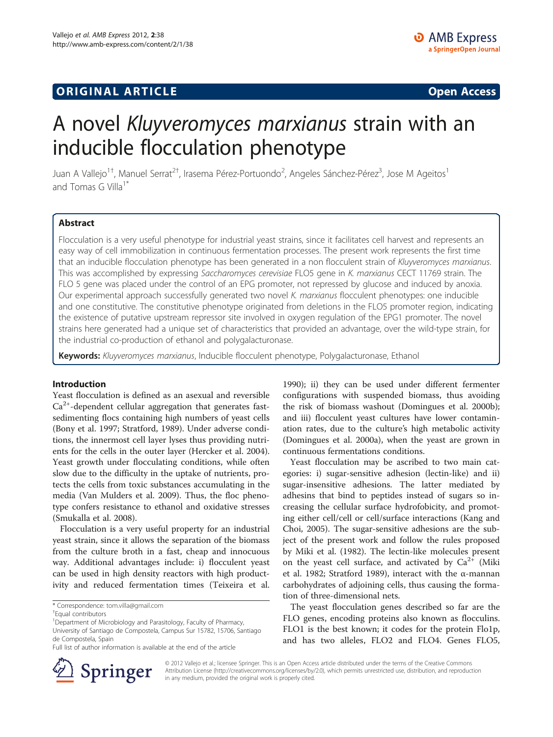ORIGINAL ARTICLE **Open Access**

# A novel *Kluyveromyces marxianus* strain with an inducible flocculation phenotype

Juan A Vallejo[1†], Manuel Serrat[2†], Irasema Pérez-Portuondo[2], Angeles Sánchez-Pérez[3], Jose M Ageitos[1] and Tomas G Villa[1*]

## Abstract

Flocculation is a very useful phenotype for industrial yeast strains, since it facilitates cell harvest and represents an easy way of cell immobilization in continuous fermentation processes. The present work represents the first time that an inducible flocculation phenotype has been generated in a non flocculent strain of *Kluyveromyces marxianus*. This was accomplished by expressing *Saccharomyces cerevisiae* FLO5 gene in *K. marxianus* CECT 11769 strain. The FLO 5 gene was placed under the control of an EPG promoter, not repressed by glucose and induced by anoxia. Our experimental approach successfully generated two novel *K. marxianus* flocculent phenotypes: one inducible and one constitutive. The constitutive phenotype originated from deletions in the FLO5 promoter region, indicating the existence of putative upstream repressor site involved in oxygen regulation of the EPG1 promoter. The novel strains here generated had a unique set of characteristics that provided an advantage, over the wild-type strain, for the industrial co-production of ethanol and polygalacturonase.

**Keywords:** *Kluyveromyces marxianus*, Inducible flocculent phenotype, Polygalacturonase, Ethanol

## Introduction

Yeast flocculation is defined as an asexual and reversible $Ca^{2+}$-dependent cellular aggregation that generates fast-sedimenting flocs containing high numbers of yeast cells (Bony et al. 1997; Stratford, 1989). Under adverse conditions, the innermost cell layer lyses thus providing nutrients for the cells in the outer layer (Hercker et al. 2004). Yeast growth under flocculating conditions, while often slow due to the difficulty in the uptake of nutrients, protects the cells from toxic substances accumulating in the media (Van Mulders et al. 2009). Thus, the floc phenotype confers resistance to ethanol and oxidative stresses (Smukalla et al. 2008).

Flocculation is a very useful property for an industrial yeast strain, since it allows the separation of the biomass from the culture broth in a fast, cheap and innocuous way. Additional advantages include: i) flocculent yeast can be used in high density reactors with high productivity and reduced fermentation times (Teixeira et al. 1990); ii) they can be used under different fermenter configurations with suspended biomass, thus avoiding the risk of biomass washout (Domingues et al. 2000b); and iii) flocculent yeast cultures have lower contamination rates, due to the culture's high metabolic activity (Domingues et al. 2000a), when the yeast are grown in continuous fermentations conditions.

Yeast flocculation may be ascribed to two main categories: i) sugar-sensitive adhesion (lectin-like) and ii) sugar-insensitive adhesions. The latter mediated by adhesins that bind to peptides instead of sugars so increasing the cellular surface hydrofobicity, and promoting either cell/cell or cell/surface interactions (Kang and Choi, 2005). The sugar-sensitive adhesions are the subject of the present work and follow the rules proposed by Miki et al. (1982). The lectin-like molecules present on the yeast cell surface, and activated by $Ca^{2+}$ (Miki et al. 1982; Stratford 1989), interact with the α-mannan carbohydrates of adjoining cells, thus causing the formation of three-dimensional nets.

The yeast flocculation genes described so far are the FLO genes, encoding proteins also known as flocculins. FLO1 is the best known; it codes for the protein Flo1p, and has two alleles, FLO2 and FLO4. Genes FLO5,

\* Correspondence: tom.villa@gmail.com
†Equal contributors
[1]Department of Microbiology and Parasitology, Faculty of Pharmacy, University of Santiago de Compostela, Campus Sur 15782, 15706, Santiago de Compostela, Spain
Full list of author information is available at the end of the article

© 2012 Vallejo et al.; licensee Springer. This is an Open Access article distributed under the terms of the Creative Commons Attribution License (http://creativecommons.org/licenses/by/2.0), which permits unrestricted use, distribution, and reproduction in any medium, provided the original work is properly cited.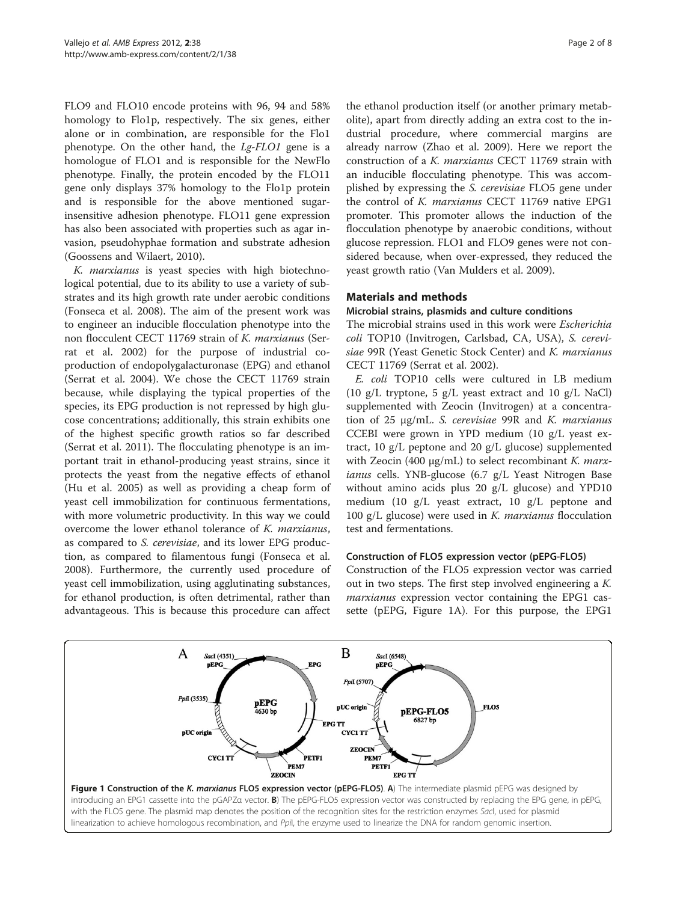FLO9 and FLO10 encode proteins with 96, 94 and 58% homology to Flo1p, respectively. The six genes, either alone or in combination, are responsible for the Flo1 phenotype. On the other hand, the *Lg-FLO1* gene is a homologue of FLO1 and is responsible for the NewFlo phenotype. Finally, the protein encoded by the FLO11 gene only displays 37% homology to the Flo1p protein and is responsible for the above mentioned sugar-insensitive adhesion phenotype. FLO11 gene expression has also been associated with properties such as agar invasion, pseudohyphae formation and substrate adhesion (Goossens and Wilaert, 2010).

*K. marxianus* is yeast species with high biotechnological potential, due to its ability to use a variety of substrates and its high growth rate under aerobic conditions (Fonseca et al. 2008). The aim of the present work was to engineer an inducible flocculation phenotype into the non flocculent CECT 11769 strain of *K. marxianus* (Serrat et al. 2002) for the purpose of industrial co-production of endopolygalacturonase (EPG) and ethanol (Serrat et al. 2004). We chose the CECT 11769 strain because, while displaying the typical properties of the species, its EPG production is not repressed by high glucose concentrations; additionally, this strain exhibits one of the highest specific growth ratios so far described (Serrat et al. 2011). The flocculating phenotype is an important trait in ethanol-producing yeast strains, since it protects the yeast from the negative effects of ethanol (Hu et al. 2005) as well as providing a cheap form of yeast cell immobilization for continuous fermentations, with more volumetric productivity. In this way we could overcome the lower ethanol tolerance of *K. marxianus*, as compared to *S. cerevisiae*, and its lower EPG production, as compared to filamentous fungi (Fonseca et al. 2008). Furthermore, the currently used procedure of yeast cell immobilization, using agglutinating substances, for ethanol production, is often detrimental, rather than advantageous. This is because this procedure can affect the ethanol production itself (or another primary metabolite), apart from directly adding an extra cost to the industrial procedure, where commercial margins are already narrow (Zhao et al. 2009). Here we report the construction of a *K. marxianus* CECT 11769 strain with an inducible flocculating phenotype. This was accomplished by expressing the *S. cerevisiae* FLO5 gene under the control of *K. marxianus* CECT 11769 native EPG1 promoter. This promoter allows the induction of the flocculation phenotype by anaerobic conditions, without glucose repression. FLO1 and FLO9 genes were not considered because, when over-expressed, they reduced the yeast growth ratio (Van Mulders et al. 2009).

## Materials and methods

### Microbial strains, plasmids and culture conditions

The microbial strains used in this work were *Escherichia coli* TOP10 (Invitrogen, Carlsbad, CA, USA), *S. cerevisiae* 99R (Yeast Genetic Stock Center) and *K. marxianus* CECT 11769 (Serrat et al. 2002).

*E. coli* TOP10 cells were cultured in LB medium (10 g/L tryptone, 5 g/L yeast extract and 10 g/L NaCl) supplemented with Zeocin (Invitrogen) at a concentration of 25 μg/mL. *S. cerevisiae* 99R and *K. marxianus* CCEBI were grown in YPD medium (10 g/L yeast extract, 10 g/L peptone and 20 g/L glucose) supplemented with Zeocin (400 μg/mL) to select recombinant *K. marxianus* cells. YNB-glucose (6.7 g/L Yeast Nitrogen Base without amino acids plus 20 g/L glucose) and YPD10 medium (10 g/L yeast extract, 10 g/L peptone and 100 g/L glucose) were used in *K. marxianus* flocculation test and fermentations.

### Construction of FLO5 expression vector (pEPG-FLO5)

Construction of the FLO5 expression vector was carried out in two steps. The first step involved engineering a *K. marxianus* expression vector containing the EPG1 cassette (pEPG, Figure 1A). For this purpose, the EPG1

**Figure 1 Construction of the *K. marxianus* FLO5 expression vector (pEPG-FLO5). A**) The intermediate plasmid pEPG was designed by introducing an EPG1 cassette into the pGAPZα vector. **B**) The pEPG-FLO5 expression vector was constructed by replacing the EPG gene, in pEPG, with the FLO5 gene. The plasmid map denotes the position of the recognition sites for the restriction enzymes *Sac*I, used for plasmid linearization to achieve homologous recombination, and *Ppi*I, the enzyme used to linearize the DNA for random genomic insertion.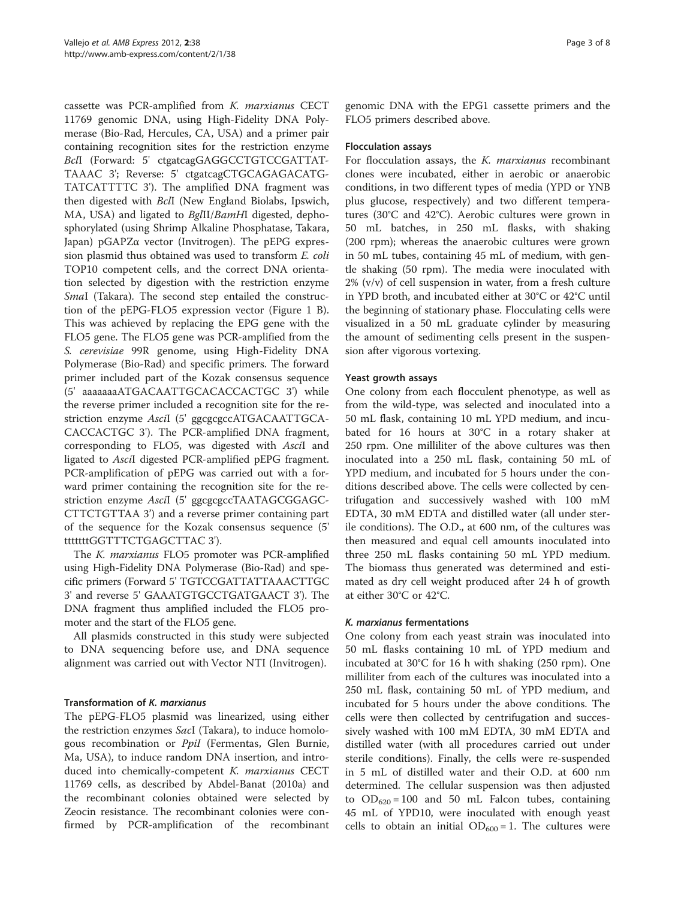cassette was PCR-amplified from *K. marxianus* CECT 11769 genomic DNA, using High-Fidelity DNA Polymerase (Bio-Rad, Hercules, CA, USA) and a primer pair containing recognition sites for the restriction enzyme *Bcl*I (Forward: 5' ctgatcagGAGGCCTGTCCGATTATTAAAC 3'; Reverse: 5' ctgatcagCTGCAGAGACATGTATCATTTTC 3'). The amplified DNA fragment was then digested with *Bcl*I (New England Biolabs, Ipswich, MA, USA) and ligated to *Bgl*II/*BamH*I digested, dephosphorylated (using Shrimp Alkaline Phosphatase, Takara, Japan) pGAPZα vector (Invitrogen). The pEPG expression plasmid thus obtained was used to transform *E. coli* TOP10 competent cells, and the correct DNA orientation selected by digestion with the restriction enzyme *Sma*I (Takara). The second step entailed the construction of the pEPG-FLO5 expression vector (Figure 1 B). This was achieved by replacing the EPG gene with the FLO5 gene. The FLO5 gene was PCR-amplified from the *S. cerevisiae* 99R genome, using High-Fidelity DNA Polymerase (Bio-Rad) and specific primers. The forward primer included part of the Kozak consensus sequence (5' aaaaaaaATGACAATTGCACACCACTGC 3') while the reverse primer included a recognition site for the restriction enzyme *Asc*I (5' ggcgcgccATGACAATTGCACACCACTGC 3'). The PCR-amplified DNA fragment, corresponding to FLO5, was digested with *Asc*I and ligated to *Asc*I digested PCR-amplified pEPG fragment. PCR-amplification of pEPG was carried out with a forward primer containing the recognition site for the restriction enzyme *Asc*I (5' ggcgcgccTAATAGCGGAGCCTTCTGTTAA 3') and a reverse primer containing part of the sequence for the Kozak consensus sequence (5' tttttttGGTTTCTGAGCTTAC 3').

The *K. marxianus* FLO5 promoter was PCR-amplified using High-Fidelity DNA Polymerase (Bio-Rad) and specific primers (Forward 5' TGTCCGATTATTAAACTTGC 3' and reverse 5' GAAATGTGCCTGATGAACT 3'). The DNA fragment thus amplified included the FLO5 promoter and the start of the FLO5 gene.

All plasmids constructed in this study were subjected to DNA sequencing before use, and DNA sequence alignment was carried out with Vector NTI (Invitrogen).

### Transformation of *K. marxianus*

The pEPG-FLO5 plasmid was linearized, using either the restriction enzymes *Sac*I (Takara), to induce homologous recombination or *PpiI* (Fermentas, Glen Burnie, Ma, USA), to induce random DNA insertion, and introduced into chemically-competent *K. marxianus* CECT 11769 cells, as described by Abdel-Banat (2010a) and the recombinant colonies obtained were selected by Zeocin resistance. The recombinant colonies were confirmed by PCR-amplification of the recombinant genomic DNA with the EPG1 cassette primers and the FLO5 primers described above.

### Flocculation assays

For flocculation assays, the *K. marxianus* recombinant clones were incubated, either in aerobic or anaerobic conditions, in two different types of media (YPD or YNB plus glucose, respectively) and two different temperatures (30°C and 42°C). Aerobic cultures were grown in 50 mL batches, in 250 mL flasks, with shaking (200 rpm); whereas the anaerobic cultures were grown in 50 mL tubes, containing 45 mL of medium, with gentle shaking (50 rpm). The media were inoculated with 2% (v/v) of cell suspension in water, from a fresh culture in YPD broth, and incubated either at 30°C or 42°C until the beginning of stationary phase. Flocculating cells were visualized in a 50 mL graduate cylinder by measuring the amount of sedimenting cells present in the suspension after vigorous vortexing.

### Yeast growth assays

One colony from each flocculent phenotype, as well as from the wild-type, was selected and inoculated into a 50 mL flask, containing 10 mL YPD medium, and incubated for 16 hours at 30°C in a rotary shaker at 250 rpm. One milliliter of the above cultures was then inoculated into a 250 mL flask, containing 50 mL of YPD medium, and incubated for 5 hours under the conditions described above. The cells were collected by centrifugation and successively washed with 100 mM EDTA, 30 mM EDTA and distilled water (all under sterile conditions). The O.D., at 600 nm, of the cultures was then measured and equal cell amounts inoculated into three 250 mL flasks containing 50 mL YPD medium. The biomass thus generated was determined and estimated as dry cell weight produced after 24 h of growth at either 30°C or 42°C.

### *K. marxianus* fermentations

One colony from each yeast strain was inoculated into 50 mL flasks containing 10 mL of YPD medium and incubated at 30°C for 16 h with shaking (250 rpm). One milliliter from each of the cultures was inoculated into a 250 mL flask, containing 50 mL of YPD medium, and incubated for 5 hours under the above conditions. The cells were then collected by centrifugation and successively washed with 100 mM EDTA, 30 mM EDTA and distilled water (with all procedures carried out under sterile conditions). Finally, the cells were re-suspended in 5 mL of distilled water and their O.D. at 600 nm determined. The cellular suspension was then adjusted to $OD_{620} = 100$ and 50 mL Falcon tubes, containing 45 mL of YPD10, were inoculated with enough yeast cells to obtain an initial $OD_{600} = 1$. The cultures were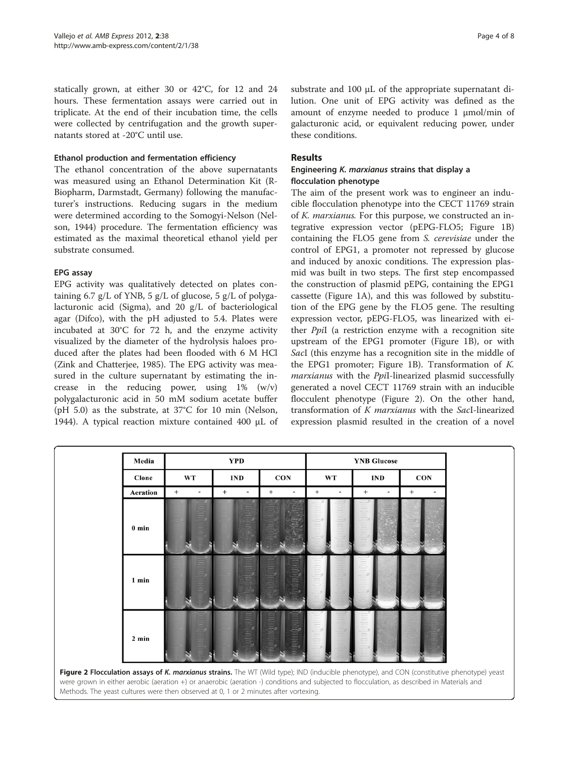statically grown, at either 30 or 42°C, for 12 and 24 hours. These fermentation assays were carried out in triplicate. At the end of their incubation time, the cells were collected by centrifugation and the growth supernatants stored at -20°C until use.

### Ethanol production and fermentation efficiency

The ethanol concentration of the above supernatants was measured using an Ethanol Determination Kit (R-Biopharm, Darmstadt, Germany) following the manufacturer's instructions. Reducing sugars in the medium were determined according to the Somogyi-Nelson (Nelson, 1944) procedure. The fermentation efficiency was estimated as the maximal theoretical ethanol yield per substrate consumed.

### EPG assay

EPG activity was qualitatively detected on plates containing 6.7 g/L of YNB, 5 g/L of glucose, 5 g/L of polygalacturonic acid (Sigma), and 20 g/L of bacteriological agar (Difco), with the pH adjusted to 5.4. Plates were incubated at 30°C for 72 h, and the enzyme activity visualized by the diameter of the hydrolysis haloes produced after the plates had been flooded with 6 M HCl (Zink and Chatterjee, 1985). The EPG activity was measured in the culture supernatant by estimating the increase in the reducing power, using 1% (w/v) polygalacturonic acid in 50 mM sodium acetate buffer (pH 5.0) as the substrate, at 37°C for 10 min (Nelson, 1944). A typical reaction mixture contained 400 μL of substrate and 100 μL of the appropriate supernatant dilution. One unit of EPG activity was defined as the amount of enzyme needed to produce 1 μmol/min of galacturonic acid, or equivalent reducing power, under these conditions.

## Results

### Engineering *K. marxianus* strains that display a flocculation phenotype

The aim of the present work was to engineer an inducible flocculation phenotype into the CECT 11769 strain of *K. marxianus.* For this purpose, we constructed an integrative expression vector (pEPG-FLO5; Figure 1B) containing the FLO5 gene from *S. cerevisiae* under the control of EPG1, a promoter not repressed by glucose and induced by anoxic conditions. The expression plasmid was built in two steps. The first step encompassed the construction of plasmid pEPG, containing the EPG1 cassette (Figure 1A), and this was followed by substitution of the EPG gene by the FLO5 gene. The resulting expression vector, pEPG-FLO5, was linearized with either *Ppi*I (a restriction enzyme with a recognition site upstream of the EPG1 promoter (Figure 1B), or with *Sac*I (this enzyme has a recognition site in the middle of the EPG1 promoter; Figure 1B). Transformation of *K. marxianus* with the *Ppi*I-linearized plasmid successfully generated a novel CECT 11769 strain with an inducible flocculent phenotype (Figure 2). On the other hand, transformation of *K marxianus* with the *Sac*I-linearized expression plasmid resulted in the creation of a novel

**Figure 2 Flocculation assays of *K. marxianus* strains.** The WT (Wild type); IND (inducible phenotype), and CON (constitutive phenotype) yeast were grown in either aerobic (aeration +) or anaerobic (aeration -) conditions and subjected to flocculation, as described in Materials and Methods. The yeast cultures were then observed at 0, 1 or 2 minutes after vortexing.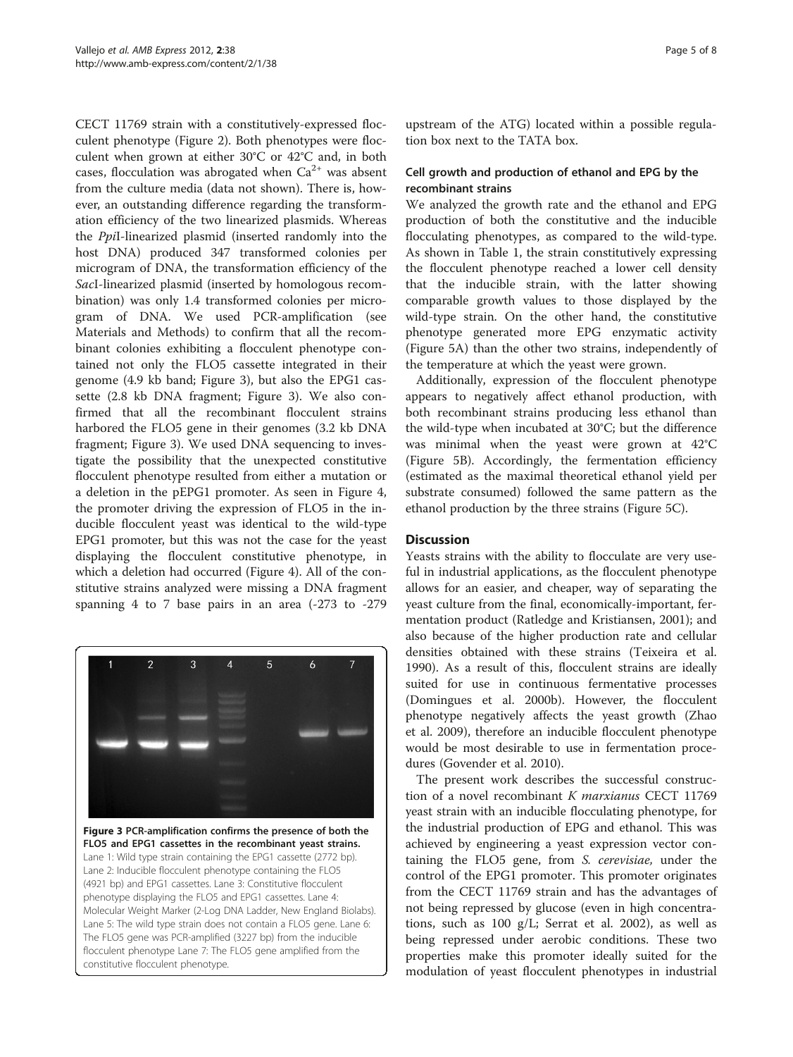CECT 11769 strain with a constitutively-expressed flocculent phenotype (Figure 2). Both phenotypes were flocculent when grown at either 30°C or 42°C and, in both cases, flocculation was abrogated when $Ca^{2+}$ was absent from the culture media (data not shown). There is, however, an outstanding difference regarding the transformation efficiency of the two linearized plasmids. Whereas the *Ppi*I-linearized plasmid (inserted randomly into the host DNA) produced 347 transformed colonies per microgram of DNA, the transformation efficiency of the *Sac*I-linearized plasmid (inserted by homologous recombination) was only 1.4 transformed colonies per microgram of DNA. We used PCR-amplification (see Materials and Methods) to confirm that all the recombinant colonies exhibiting a flocculent phenotype contained not only the FLO5 cassette integrated in their genome (4.9 kb band; Figure 3), but also the EPG1 cassette (2.8 kb DNA fragment; Figure 3). We also confirmed that all the recombinant flocculent strains harbored the FLO5 gene in their genomes (3.2 kb DNA fragment; Figure 3). We used DNA sequencing to investigate the possibility that the unexpected constitutive flocculent phenotype resulted from either a mutation or a deletion in the pEPG1 promoter. As seen in Figure 4, the promoter driving the expression of FLO5 in the inducible flocculent yeast was identical to the wild-type EPG1 promoter, but this was not the case for the yeast displaying the flocculent constitutive phenotype, in which a deletion had occurred (Figure 4). All of the constitutive strains analyzed were missing a DNA fragment spanning 4 to 7 base pairs in an area (-273 to -279 upstream of the ATG) located within a possible regulation box next to the TATA box.

**Figure 3 PCR-amplification confirms the presence of both the FLO5 and EPG1 cassettes in the recombinant yeast strains.** Lane 1: Wild type strain containing the EPG1 cassette (2772 bp). Lane 2: Inducible flocculent phenotype containing the FLO5 (4921 bp) and EPG1 cassettes. Lane 3: Constitutive flocculent phenotype displaying the FLO5 and EPG1 cassettes. Lane 4: Molecular Weight Marker (2-Log DNA Ladder, New England Biolabs). Lane 5: The wild type strain does not contain a FLO5 gene. Lane 6: The FLO5 gene was PCR-amplified (3227 bp) from the inducible flocculent phenotype Lane 7: The FLO5 gene amplified from the constitutive flocculent phenotype.

### Cell growth and production of ethanol and EPG by the recombinant strains

We analyzed the growth rate and the ethanol and EPG production of both the constitutive and the inducible flocculating phenotypes, as compared to the wild-type. As shown in Table 1, the strain constitutively expressing the flocculent phenotype reached a lower cell density that the inducible strain, with the latter showing comparable growth values to those displayed by the wild-type strain. On the other hand, the constitutive phenotype generated more EPG enzymatic activity (Figure 5A) than the other two strains, independently of the temperature at which the yeast were grown.

Additionally, expression of the flocculent phenotype appears to negatively affect ethanol production, with both recombinant strains producing less ethanol than the wild-type when incubated at 30°C; but the difference was minimal when the yeast were grown at 42°C (Figure 5B). Accordingly, the fermentation efficiency (estimated as the maximal theoretical ethanol yield per substrate consumed) followed the same pattern as the ethanol production by the three strains (Figure 5C).

## Discussion

Yeasts strains with the ability to flocculate are very useful in industrial applications, as the flocculent phenotype allows for an easier, and cheaper, way of separating the yeast culture from the final, economically-important, fermentation product (Ratledge and Kristiansen, 2001); and also because of the higher production rate and cellular densities obtained with these strains (Teixeira et al. 1990). As a result of this, flocculent strains are ideally suited for use in continuous fermentative processes (Domingues et al. 2000b). However, the flocculent phenotype negatively affects the yeast growth (Zhao et al. 2009), therefore an inducible flocculent phenotype would be most desirable to use in fermentation procedures (Govender et al. 2010).

The present work describes the successful construction of a novel recombinant *K marxianus* CECT 11769 yeast strain with an inducible flocculating phenotype, for the industrial production of EPG and ethanol. This was achieved by engineering a yeast expression vector containing the FLO5 gene, from *S. cerevisiae*, under the control of the EPG1 promoter. This promoter originates from the CECT 11769 strain and has the advantages of not being repressed by glucose (even in high concentrations, such as 100 g/L; Serrat et al. 2002), as well as being repressed under aerobic conditions. These two properties make this promoter ideally suited for the modulation of yeast flocculent phenotypes in industrial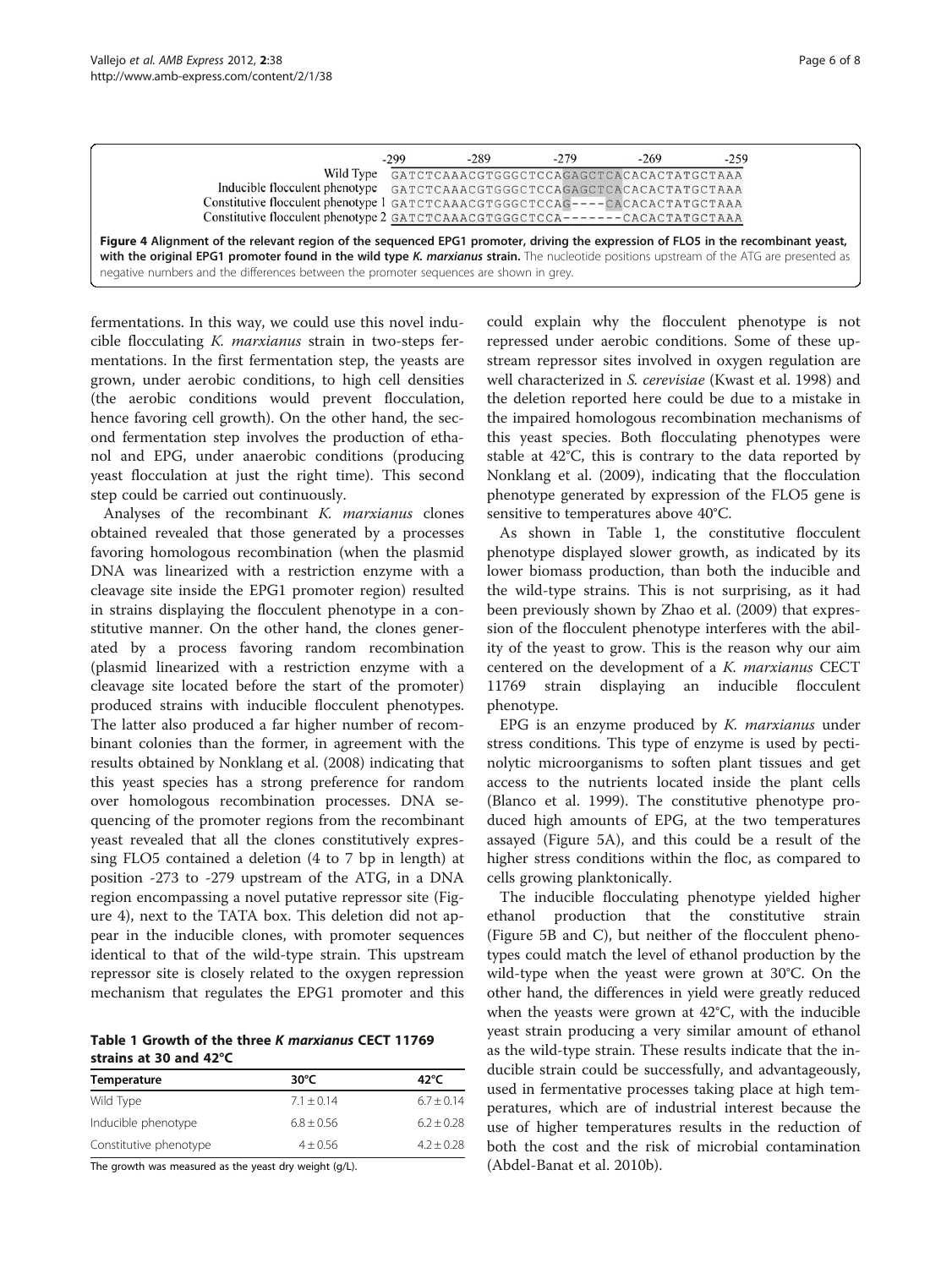| | -299 | -289 | -279 | -269 | -259 |
|---|---|---|---|---|---|
| Wild Type | GATCTCAAACGTGGGCTCCAGAGCTCACACACTATGCTAAA | | | | |
| Inducible flocculent phenotype | GATCTCAAACGTGGGCTCCAGAGCTCACACACTATGCTAAA | | | | |
| Constitutive flocculent phenotype 1 | GATCTCAAACGTGGGCTCCAG----CACACACTATGCTAAA | | | | |
| Constitutive flocculent phenotype 2 | GATCTCAAACGTGGGCTCCA-------CACACTATGCTAAA | | | | |

**Figure 4 Alignment of the relevant region of the sequenced EPG1 promoter, driving the expression of FLO5 in the recombinant yeast, with the original EPG1 promoter found in the wild type *K. marxianus* strain.** The nucleotide positions upstream of the ATG are presented as negative numbers and the differences between the promoter sequences are shown in grey.

fermentations. In this way, we could use this novel inducible flocculating *K. marxianus* strain in two-steps fermentations. In the first fermentation step, the yeasts are grown, under aerobic conditions, to high cell densities (the aerobic conditions would prevent flocculation, hence favoring cell growth). On the other hand, the second fermentation step involves the production of ethanol and EPG, under anaerobic conditions (producing yeast flocculation at just the right time). This second step could be carried out continuously.

Analyses of the recombinant *K. marxianus* clones obtained revealed that those generated by a processes favoring homologous recombination (when the plasmid DNA was linearized with a restriction enzyme with a cleavage site inside the EPG1 promoter region) resulted in strains displaying the flocculent phenotype in a constitutive manner. On the other hand, the clones generated by a process favoring random recombination (plasmid linearized with a restriction enzyme with a cleavage site located before the start of the promoter) produced strains with inducible flocculent phenotypes. The latter also produced a far higher number of recombinant colonies than the former, in agreement with the results obtained by Nonklang et al. (2008) indicating that this yeast species has a strong preference for random over homologous recombination processes. DNA sequencing of the promoter regions from the recombinant yeast revealed that all the clones constitutively expressing FLO5 contained a deletion (4 to 7 bp in length) at position -273 to -279 upstream of the ATG, in a DNA region encompassing a novel putative repressor site (Figure 4), next to the TATA box. This deletion did not appear in the inducible clones, with promoter sequences identical to that of the wild-type strain. This upstream repressor site is closely related to the oxygen repression mechanism that regulates the EPG1 promoter and this could explain why the flocculent phenotype is not repressed under aerobic conditions. Some of these upstream repressor sites involved in oxygen regulation are well characterized in *S. cerevisiae* (Kwast et al. 1998) and the deletion reported here could be due to a mistake in the impaired homologous recombination mechanisms of this yeast species. Both flocculating phenotypes were stable at 42°C, this is contrary to the data reported by Nonklang et al. (2009), indicating that the flocculation phenotype generated by expression of the FLO5 gene is sensitive to temperatures above 40°C.

**Table 1 Growth of the three *K marxianus* CECT 11769 strains at 30 and 42°C**

| Temperature | 30°C | 42°C |
|---|---|---|
| Wild Type | 7.1 ± 0.14 | 6.7 ± 0.14 |
| Inducible phenotype | 6.8 ± 0.56 | 6.2 ± 0.28 |
| Constitutive phenotype | 4 ± 0.56 | 4.2 ± 0.28 |

The growth was measured as the yeast dry weight (g/L).

As shown in Table 1, the constitutive flocculent phenotype displayed slower growth, as indicated by its lower biomass production, than both the inducible and the wild-type strains. This is not surprising, as it had been previously shown by Zhao et al. (2009) that expression of the flocculent phenotype interferes with the ability of the yeast to grow. This is the reason why our aim centered on the development of a *K. marxianus* CECT 11769 strain displaying an inducible flocculent phenotype.

EPG is an enzyme produced by *K. marxianus* under stress conditions. This type of enzyme is used by pectinolytic microorganisms to soften plant tissues and get access to the nutrients located inside the plant cells (Blanco et al. 1999). The constitutive phenotype produced high amounts of EPG, at the two temperatures assayed (Figure 5A), and this could be a result of the higher stress conditions within the floc, as compared to cells growing planktonically.

The inducible flocculating phenotype yielded higher ethanol production that the constitutive strain (Figure 5B and C), but neither of the flocculent phenotypes could match the level of ethanol production by the wild-type when the yeast were grown at 30°C. On the other hand, the differences in yield were greatly reduced when the yeasts were grown at 42°C, with the inducible yeast strain producing a very similar amount of ethanol as the wild-type strain. These results indicate that the inducible strain could be successfully, and advantageously, used in fermentative processes taking place at high temperatures, which are of industrial interest because the use of higher temperatures results in the reduction of both the cost and the risk of microbial contamination (Abdel-Banat et al. 2010b).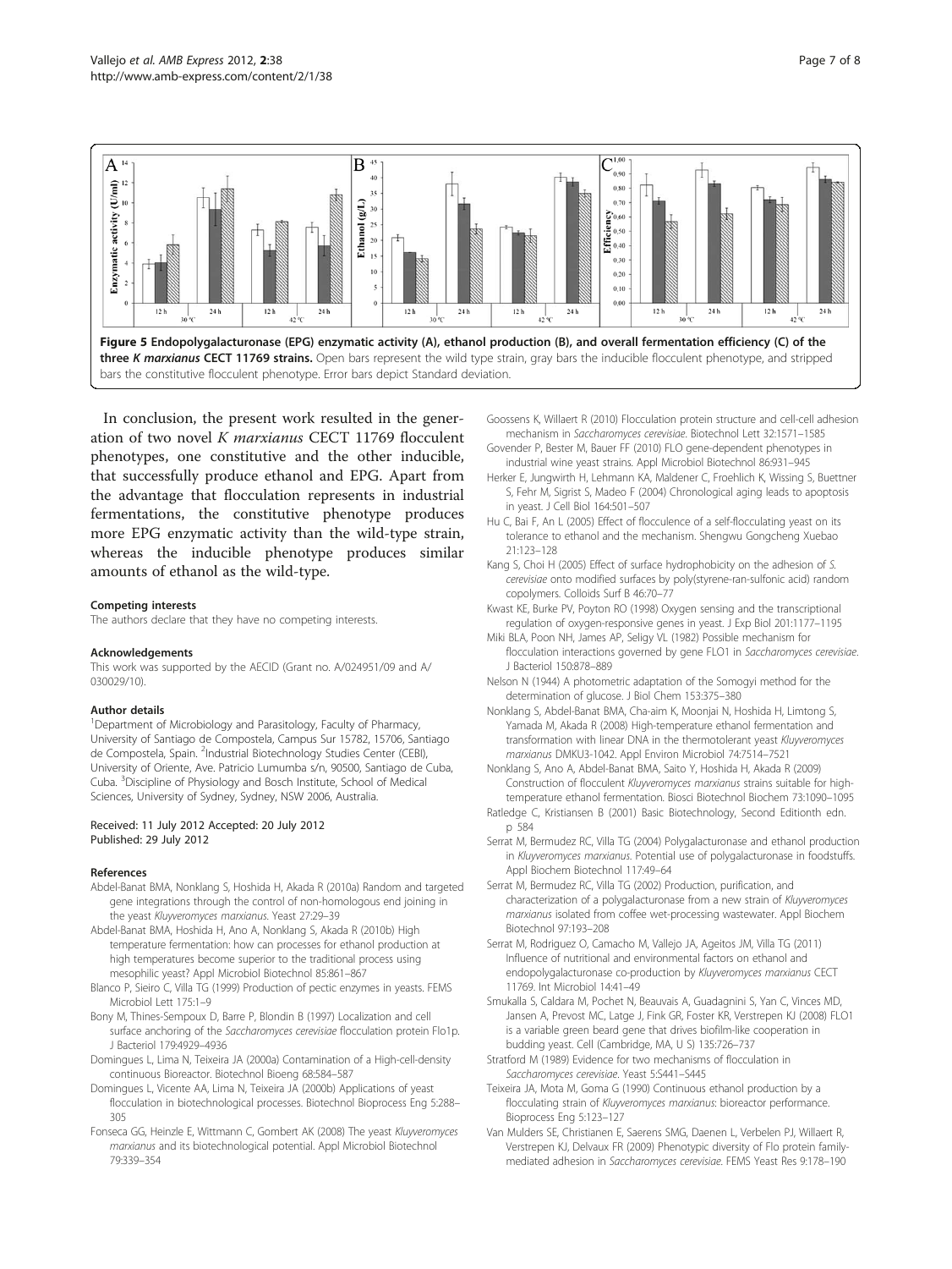**Figure 5 Endopolygalacturonase (EPG) enzymatic activity (A), ethanol production (B), and overall fermentation efficiency (C) of the three *K marxianus* CECT 11769 strains.** Open bars represent the wild type strain, gray bars the inducible flocculent phenotype, and stripped bars the constitutive flocculent phenotype. Error bars depict Standard deviation.

In conclusion, the present work resulted in the generation of two novel *K marxianus* CECT 11769 flocculent phenotypes, one constitutive and the other inducible, that successfully produce ethanol and EPG. Apart from the advantage that flocculation represents in industrial fermentations, the constitutive phenotype produces more EPG enzymatic activity than the wild-type strain, whereas the inducible phenotype produces similar amounts of ethanol as the wild-type.

#### Competing interests

The authors declare that they have no competing interests.

#### Acknowledgements

This work was supported by the AECID (Grant no. A/024951/09 and A/030029/10).

#### Author details

[1]Department of Microbiology and Parasitology, Faculty of Pharmacy, University of Santiago de Compostela, Campus Sur 15782, 15706, Santiago de Compostela, Spain. [2]Industrial Biotechnology Studies Center (CEBI), University of Oriente, Ave. Patricio Lumumba s/n, 90500, Santiago de Cuba, Cuba. [3]Discipline of Physiology and Bosch Institute, School of Medical Sciences, University of Sydney, Sydney, NSW 2006, Australia.

Received: 11 July 2012 Accepted: 20 July 2012
Published: 29 July 2012

#### References

Abdel-Banat BMA, Nonklang S, Hoshida H, Akada R (2010a) Random and targeted gene integrations through the control of non-homologous end joining in the yeast *Kluyveromyces marxianus*. Yeast 27:29–39

Abdel-Banat BMA, Hoshida H, Ano A, Nonklang S, Akada R (2010b) High temperature fermentation: how can processes for ethanol production at high temperatures become superior to the traditional process using mesophilic yeast? Appl Microbiol Biotechnol 85:861–867

Blanco P, Sieiro C, Villa TG (1999) Production of pectic enzymes in yeasts. FEMS Microbiol Lett 175:1–9

Bony M, Thines-Sempoux D, Barre P, Blondin B (1997) Localization and cell surface anchoring of the *Saccharomyces cerevisiae* flocculation protein Flo1p. J Bacteriol 179:4929–4936

Domingues L, Lima N, Teixeira JA (2000a) Contamination of a High-cell-density continuous Bioreactor. Biotechnol Bioeng 68:584–587

Domingues L, Vicente AA, Lima N, Teixeira JA (2000b) Applications of yeast flocculation in biotechnological processes. Biotechnol Bioprocess Eng 5:288–305

Fonseca GG, Heinzle E, Wittmann C, Gombert AK (2008) The yeast *Kluyveromyces marxianus* and its biotechnological potential. Appl Microbiol Biotechnol 79:339–354

Goossens K, Willaert R (2010) Flocculation protein structure and cell-cell adhesion mechanism in *Saccharomyces cerevisiae*. Biotechnol Lett 32:1571–1585

Govender P, Bester M, Bauer FF (2010) FLO gene-dependent phenotypes in industrial wine yeast strains. Appl Microbiol Biotechnol 86:931–945

Herker E, Jungwirth H, Lehmann KA, Maldener C, Froehlich K, Wissing S, Buettner S, Fehr M, Sigrist S, Madeo F (2004) Chronological aging leads to apoptosis in yeast. J Cell Biol 164:501–507

Hu C, Bai F, An L (2005) Effect of flocculence of a self-flocculating yeast on its tolerance to ethanol and the mechanism. Shengwu Gongcheng Xuebao 21:123–128

Kang S, Choi H (2005) Effect of surface hydrophobicity on the adhesion of *S. cerevisiae* onto modified surfaces by poly(styrene-ran-sulfonic acid) random copolymers. Colloids Surf B 46:70–77

Kwast KE, Burke PV, Poyton RO (1998) Oxygen sensing and the transcriptional regulation of oxygen-responsive genes in yeast. J Exp Biol 201:1177–1195

Miki BLA, Poon NH, James AP, Seligy VL (1982) Possible mechanism for flocculation interactions governed by gene FLO1 in *Saccharomyces cerevisiae*. J Bacteriol 150:878–889

Nelson N (1944) A photometric adaptation of the Somogyi method for the determination of glucose. J Biol Chem 153:375–380

Nonklang S, Abdel-Banat BMA, Cha-aim K, Moonjai N, Hoshida H, Limtong S, Yamada M, Akada R (2008) High-temperature ethanol fermentation and transformation with linear DNA in the thermotolerant yeast *Kluyveromyces marxianus* DMKU3-1042. Appl Environ Microbiol 74:7514–7521

Nonklang S, Ano A, Abdel-Banat BMA, Saito Y, Hoshida H, Akada R (2009) Construction of flocculent *Kluyveromyces marxianus* strains suitable for high-temperature ethanol fermentation. Biosci Biotechnol Biochem 73:1090–1095

Ratledge C, Kristiansen B (2001) Basic Biotechnology, Second Editionth edn. p 584

Serrat M, Bermudez RC, Villa TG (2004) Polygalacturonase and ethanol production in *Kluyveromyces marxianus*. Potential use of polygalacturonase in foodstuffs. Appl Biochem Biotechnol 117:49–64

Serrat M, Bermudez RC, Villa TG (2002) Production, purification, and characterization of a polygalacturonase from a new strain of *Kluyveromyces marxianus* isolated from coffee wet-processing wastewater. Appl Biochem Biotechnol 97:193–208

Serrat M, Rodriguez O, Camacho M, Vallejo JA, Ageitos JM, Villa TG (2011) Influence of nutritional and environmental factors on ethanol and endopolygalacturonase co-production by *Kluyveromyces marxianus* CECT 11769. Int Microbiol 14:41–49

Smukalla S, Caldara M, Pochet N, Beauvais A, Guadagnini S, Yan C, Vinces MD, Jansen A, Prevost MC, Latge J, Fink GR, Foster KR, Verstrepen KJ (2008) FLO1 is a variable green beard gene that drives biofilm-like cooperation in budding yeast. Cell (Cambridge, MA, U S) 135:726–737

Stratford M (1989) Evidence for two mechanisms of flocculation in *Saccharomyces cerevisiae*. Yeast 5:S441–S445

Teixeira JA, Mota M, Goma G (1990) Continuous ethanol production by a flocculating strain of *Kluyveromyces marxianus*: bioreactor performance. Bioprocess Eng 5:123–127

Van Mulders SE, Christianen E, Saerens SMG, Daenen L, Verbelen PJ, Willaert R, Verstrepen KJ, Delvaux FR (2009) Phenotypic diversity of Flo protein family-mediated adhesion in *Saccharomyces cerevisiae*. FEMS Yeast Res 9:178–190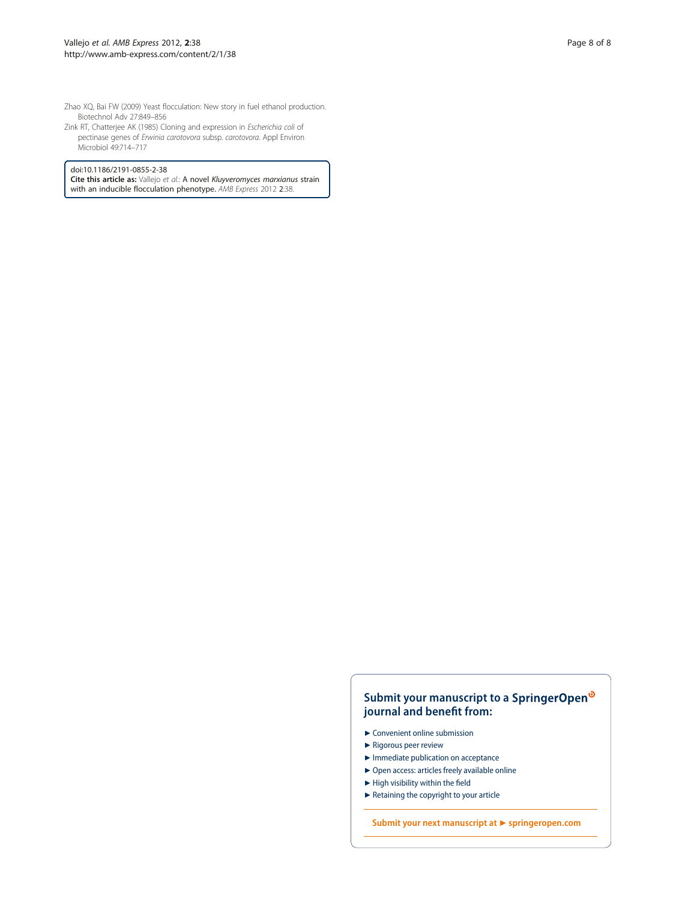Zhao XQ, Bai FW (2009) Yeast flocculation: New story in fuel ethanol production. Biotechnol Adv 27:849–856

Zink RT, Chatterjee AK (1985) Cloning and expression in *Escherichia coli* of pectinase genes of *Erwinia carotovora* subsp. *carotovora*. Appl Environ Microbiol 49:714–717

doi:10.1186/2191-0855-2-38

**Cite this article as:** Vallejo *et al.*: A novel *Kluyveromyces marxianus* strain with an inducible flocculation phenotype. *AMB Express* 2012 **2**:38.

**Submit your manuscript to a SpringerOpen journal and benefit from:**

- ► Convenient online submission
- ► Rigorous peer review
- ► Immediate publication on acceptance
- ► Open access: articles freely available online
- ► High visibility within the field
- ► Retaining the copyright to your article

**Submit your next manuscript at ► springeropen.com**